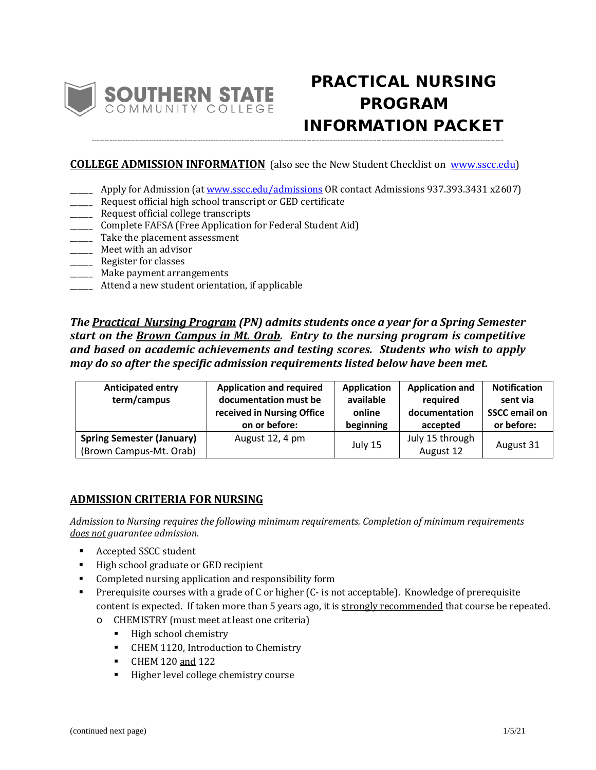SOUTHERN STATE COMMUNITY COLLEGE

# PRACTICAL NURSING PROGRAM INFORMATION PACKET

---

**COLLEGE ADMISSION INFORMATION** (also see the New Student Checklist on www.sscc.edu)

_____ Apply for Admission (at www.sscc.edu/admissions OR contact Admissions 937.393.3431 x2607)
_____ Request official high school transcript or GED certificate
_____ Request official college transcripts
_____ Complete FAFSA (Free Application for Federal Student Aid)
_____ Take the placement assessment
_____ Meet with an advisor
_____ Register for classes
_____ Make payment arrangements
_____ Attend a new student orientation, if applicable

***The Practical Nursing Program (PN) admits students once a year for a Spring Semester start on the Brown Campus in Mt. Orab. Entry to the nursing program is competitive and based on academic achievements and testing scores. Students who wish to apply may do so after the specific admission requirements listed below have been met.***

| Anticipated entry term/campus | Application and required documentation must be received in Nursing Office on or before: | Application available online beginning | Application and required documentation accepted | Notification sent via SSCC email on or before: |
|---|---|---|---|---|
| **Spring Semester (January)** (Brown Campus-Mt. Orab) | August 12, 4 pm | July 15 | July 15 through August 12 | August 31 |

**ADMISSION CRITERIA FOR NURSING**

*Admission to Nursing requires the following minimum requirements. Completion of minimum requirements does not guarantee admission.*

- Accepted SSCC student
- High school graduate or GED recipient
- Completed nursing application and responsibility form
- Prerequisite courses with a grade of C or higher (C- is not acceptable). Knowledge of prerequisite content is expected. If taken more than 5 years ago, it is strongly recommended that course be repeated.
  - CHEMISTRY (must meet at least one criteria)
    - High school chemistry
    - CHEM 1120, Introduction to Chemistry
    - CHEM 120 and 122
    - Higher level college chemistry course

(continued next page)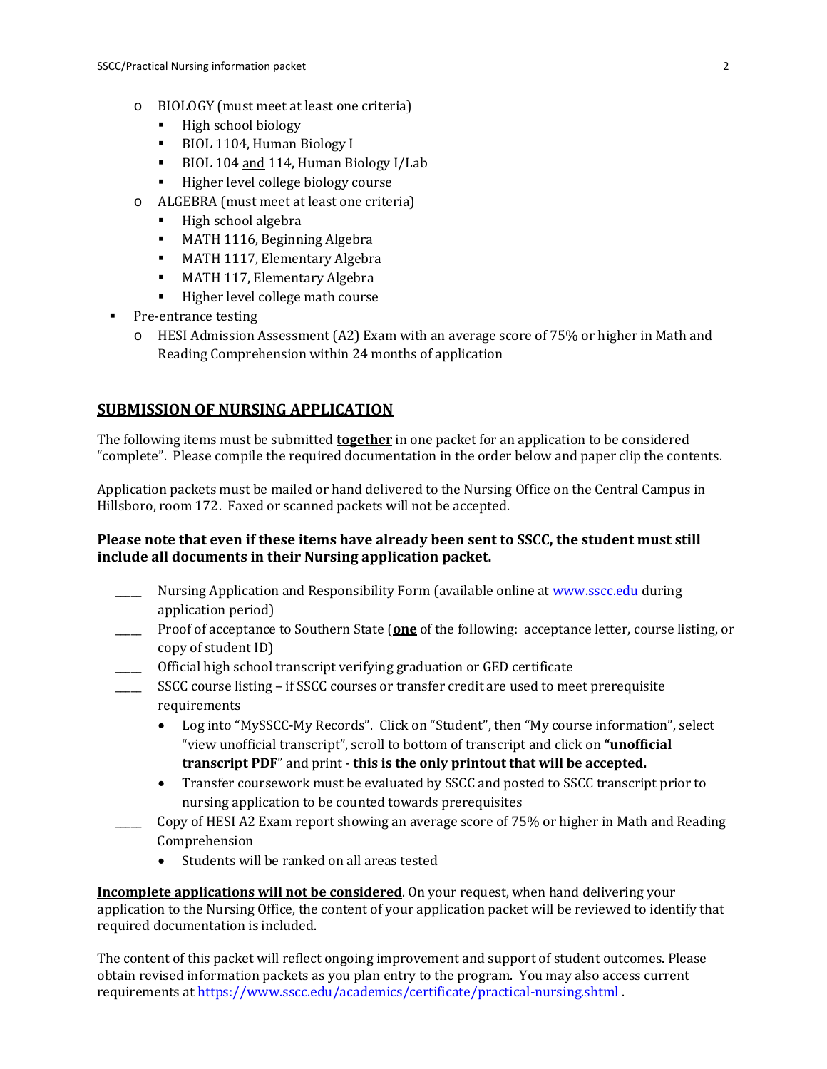- BIOLOGY (must meet at least one criteria)
  - High school biology
  - BIOL 1104, Human Biology I
  - BIOL 104 <u>and</u> 114, Human Biology I/Lab
  - Higher level college biology course
- ALGEBRA (must meet at least one criteria)
  - High school algebra
  - MATH 1116, Beginning Algebra
  - MATH 1117, Elementary Algebra
  - MATH 117, Elementary Algebra
  - Higher level college math course

- Pre-entrance testing
  - HESI Admission Assessment (A2) Exam with an average score of 75% or higher in Math and Reading Comprehension within 24 months of application

## SUBMISSION OF NURSING APPLICATION

The following items must be submitted **together** in one packet for an application to be considered "complete". Please compile the required documentation in the order below and paper clip the contents.

Application packets must be mailed or hand delivered to the Nursing Office on the Central Campus in Hillsboro, room 172. Faxed or scanned packets will not be accepted.

**Please note that even if these items have already been sent to SSCC, the student must still include all documents in their Nursing application packet.**

____ Nursing Application and Responsibility Form (available online at [www.sscc.edu](www.sscc.edu) during application period)

____ Proof of acceptance to Southern State (**one** of the following: acceptance letter, course listing, or copy of student ID)

____ Official high school transcript verifying graduation or GED certificate

____ SSCC course listing – if SSCC courses or transfer credit are used to meet prerequisite requirements

- Log into "MySSCC-My Records". Click on "Student", then "My course information", select "view unofficial transcript", scroll to bottom of transcript and click on **"unofficial transcript PDF"** and print - **this is the only printout that will be accepted.**
- Transfer coursework must be evaluated by SSCC and posted to SSCC transcript prior to nursing application to be counted towards prerequisites

____ Copy of HESI A2 Exam report showing an average score of 75% or higher in Math and Reading Comprehension

- Students will be ranked on all areas tested

**Incomplete applications will not be considered**. On your request, when hand delivering your application to the Nursing Office, the content of your application packet will be reviewed to identify that required documentation is included.

The content of this packet will reflect ongoing improvement and support of student outcomes. Please obtain revised information packets as you plan entry to the program. You may also access current requirements at [https://www.sscc.edu/academics/certificate/practical-nursing.shtml](https://www.sscc.edu/academics/certificate/practical-nursing.shtml) .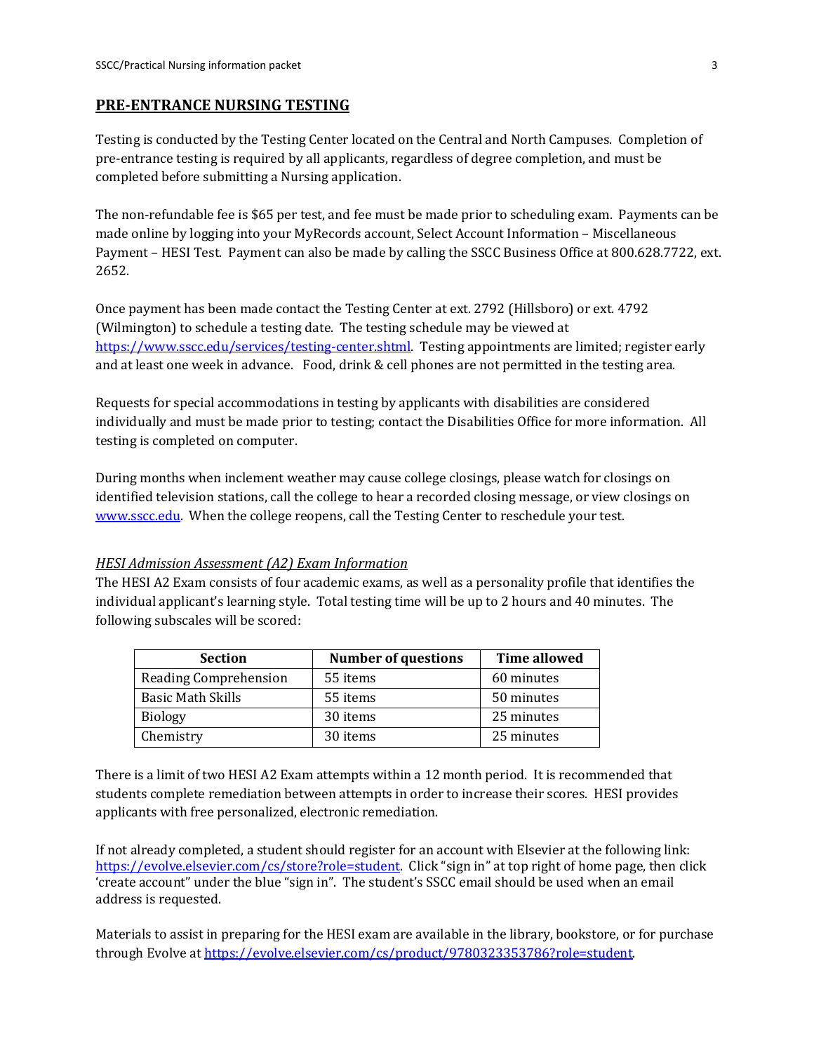## PRE-ENTRANCE NURSING TESTING

Testing is conducted by the Testing Center located on the Central and North Campuses. Completion of pre-entrance testing is required by all applicants, regardless of degree completion, and must be completed before submitting a Nursing application.

The non-refundable fee is $65 per test, and fee must be made prior to scheduling exam. Payments can be made online by logging into your MyRecords account, Select Account Information – Miscellaneous Payment – HESI Test. Payment can also be made by calling the SSCC Business Office at 800.628.7722, ext. 2652.

Once payment has been made contact the Testing Center at ext. 2792 (Hillsboro) or ext. 4792 (Wilmington) to schedule a testing date. The testing schedule may be viewed at https://www.sscc.edu/services/testing-center.shtml. Testing appointments are limited; register early and at least one week in advance. Food, drink & cell phones are not permitted in the testing area.

Requests for special accommodations in testing by applicants with disabilities are considered individually and must be made prior to testing; contact the Disabilities Office for more information. All testing is completed on computer.

During months when inclement weather may cause college closings, please watch for closings on identified television stations, call the college to hear a recorded closing message, or view closings on www.sscc.edu. When the college reopens, call the Testing Center to reschedule your test.

*HESI Admission Assessment (A2) Exam Information*

The HESI A2 Exam consists of four academic exams, as well as a personality profile that identifies the individual applicant's learning style. Total testing time will be up to 2 hours and 40 minutes. The following subscales will be scored:

| Section | Number of questions | Time allowed |
|---|---|---|
| Reading Comprehension | 55 items | 60 minutes |
| Basic Math Skills | 55 items | 50 minutes |
| Biology | 30 items | 25 minutes |
| Chemistry | 30 items | 25 minutes |

There is a limit of two HESI A2 Exam attempts within a 12 month period. It is recommended that students complete remediation between attempts in order to increase their scores. HESI provides applicants with free personalized, electronic remediation.

If not already completed, a student should register for an account with Elsevier at the following link: https://evolve.elsevier.com/cs/store?role=student. Click "sign in" at top right of home page, then click 'create account" under the blue "sign in". The student's SSCC email should be used when an email address is requested.

Materials to assist in preparing for the HESI exam are available in the library, bookstore, or for purchase through Evolve at https://evolve.elsevier.com/cs/product/9780323353786?role=student.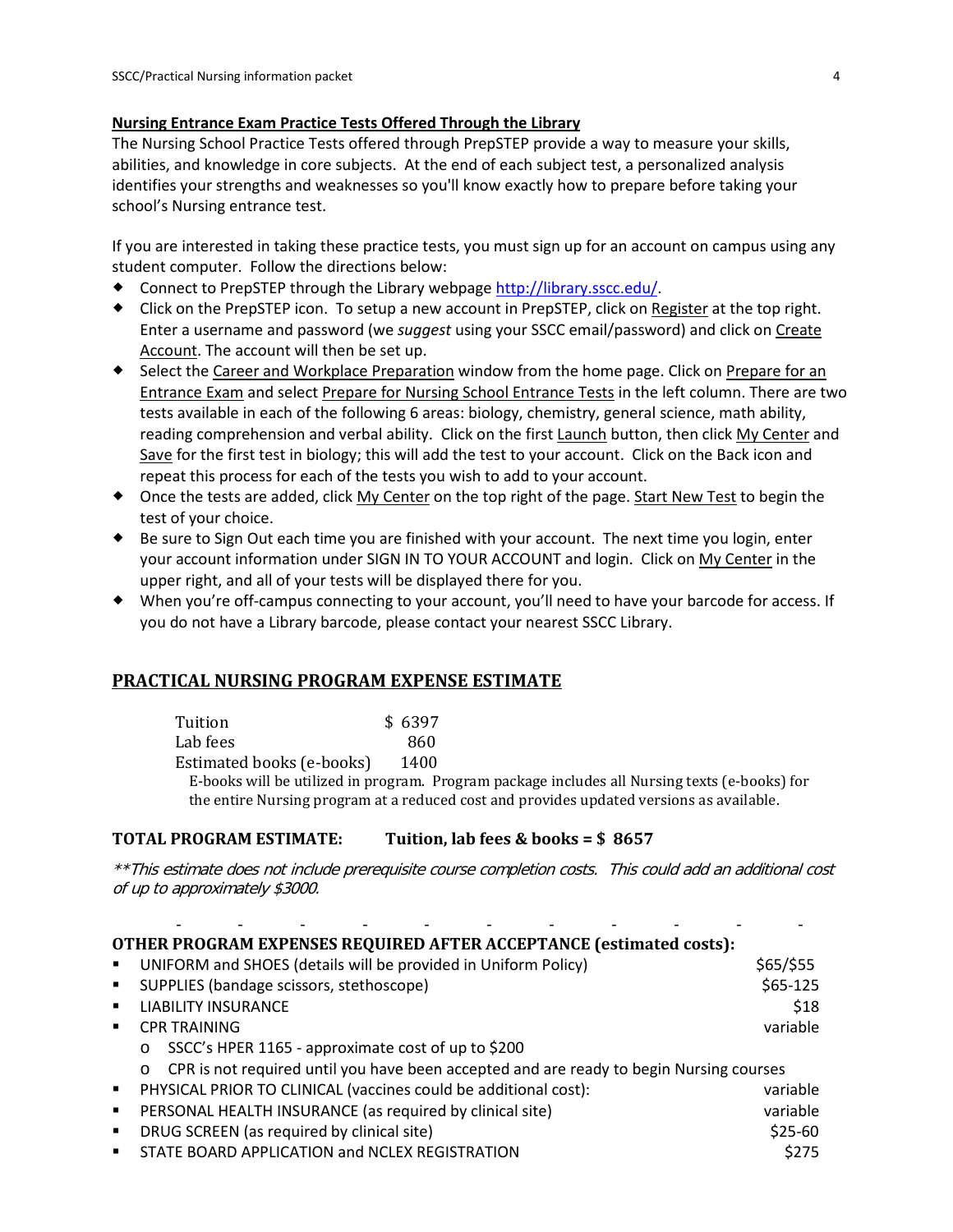**Nursing Entrance Exam Practice Tests Offered Through the Library**

The Nursing School Practice Tests offered through PrepSTEP provide a way to measure your skills, abilities, and knowledge in core subjects. At the end of each subject test, a personalized analysis identifies your strengths and weaknesses so you'll know exactly how to prepare before taking your school's Nursing entrance test.

If you are interested in taking these practice tests, you must sign up for an account on campus using any student computer. Follow the directions below:

- Connect to PrepSTEP through the Library webpage http://library.sscc.edu/.
- Click on the PrepSTEP icon. To setup a new account in PrepSTEP, click on Register at the top right. Enter a username and password (we *suggest* using your SSCC email/password) and click on Create Account. The account will then be set up.
- Select the Career and Workplace Preparation window from the home page. Click on Prepare for an Entrance Exam and select Prepare for Nursing School Entrance Tests in the left column. There are two tests available in each of the following 6 areas: biology, chemistry, general science, math ability, reading comprehension and verbal ability. Click on the first Launch button, then click My Center and Save for the first test in biology; this will add the test to your account. Click on the Back icon and repeat this process for each of the tests you wish to add to your account.
- Once the tests are added, click My Center on the top right of the page. Start New Test to begin the test of your choice.
- Be sure to Sign Out each time you are finished with your account. The next time you login, enter your account information under SIGN IN TO YOUR ACCOUNT and login. Click on My Center in the upper right, and all of your tests will be displayed there for you.
- When you're off-campus connecting to your account, you'll need to have your barcode for access. If you do not have a Library barcode, please contact your nearest SSCC Library.

## PRACTICAL NURSING PROGRAM EXPENSE ESTIMATE

| | |
|---|---|
| Tuition | $ 6397 |
| Lab fees | 860 |
| Estimated books (e-books) | 1400 |

E-books will be utilized in program. Program package includes all Nursing texts (e-books) for the entire Nursing program at a reduced cost and provides updated versions as available.

**TOTAL PROGRAM ESTIMATE: Tuition, lab fees & books = $ 8657**

*\*\*This estimate does not include prerequisite course completion costs. This could add an additional cost of up to approximately $3000.*

**OTHER PROGRAM EXPENSES REQUIRED AFTER ACCEPTANCE (estimated costs):**

- UNIFORM and SHOES (details will be provided in Uniform Policy) — $65/$55
- SUPPLIES (bandage scissors, stethoscope) — $65-125
- LIABILITY INSURANCE — $18
- CPR TRAINING — variable
  - SSCC's HPER 1165 - approximate cost of up to $200
  - CPR is not required until you have been accepted and are ready to begin Nursing courses
- PHYSICAL PRIOR TO CLINICAL (vaccines could be additional cost): — variable
- PERSONAL HEALTH INSURANCE (as required by clinical site) — variable
- DRUG SCREEN (as required by clinical site) — $25-60
- STATE BOARD APPLICATION and NCLEX REGISTRATION — $275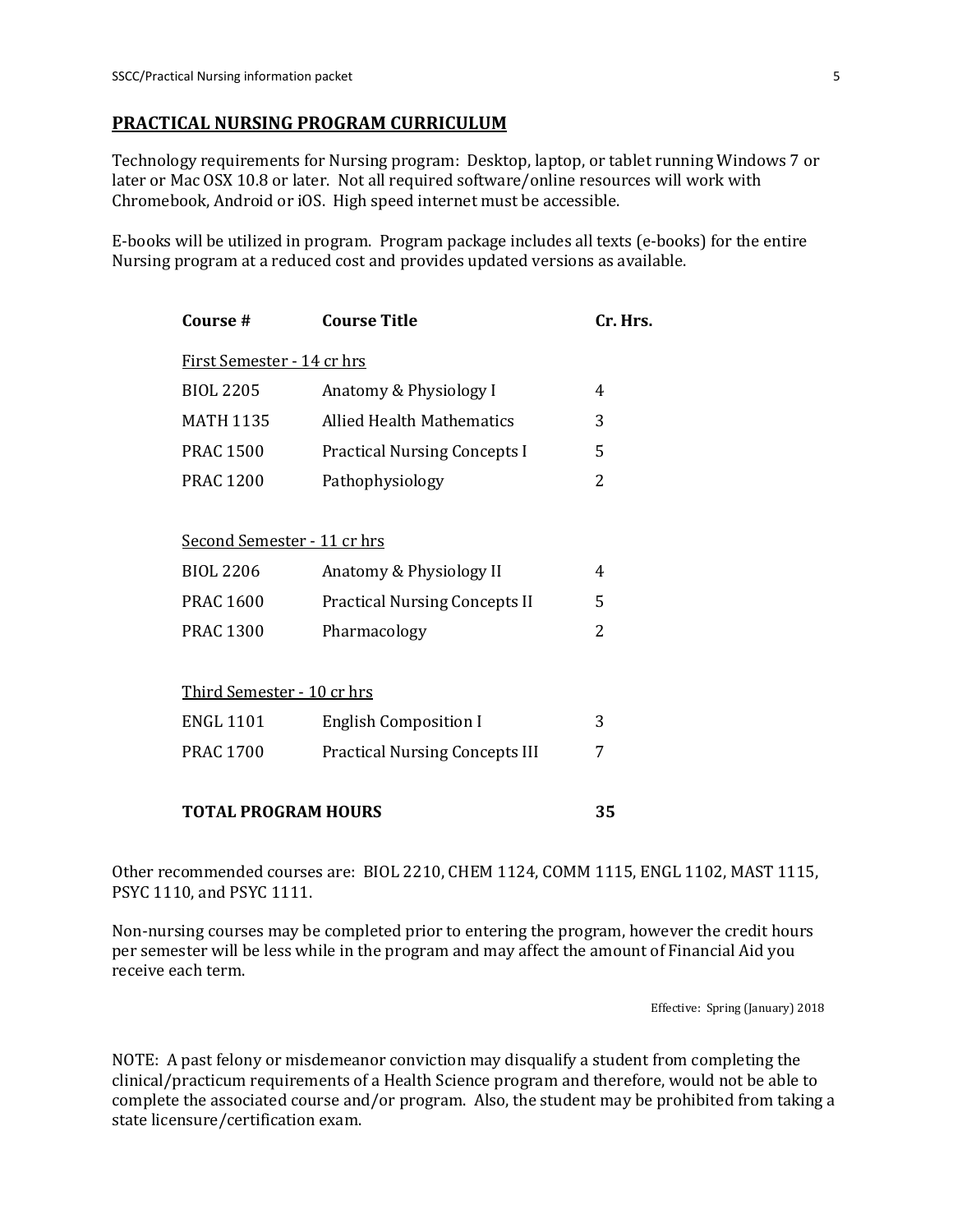## PRACTICAL NURSING PROGRAM CURRICULUM

Technology requirements for Nursing program: Desktop, laptop, or tablet running Windows 7 or later or Mac OSX 10.8 or later. Not all required software/online resources will work with Chromebook, Android or iOS. High speed internet must be accessible.

E-books will be utilized in program. Program package includes all texts (e-books) for the entire Nursing program at a reduced cost and provides updated versions as available.

| Course # | Course Title | Cr. Hrs. |
|---|---|---|
| First Semester - 14 cr hrs | | |
| BIOL 2205 | Anatomy & Physiology I | 4 |
| MATH 1135 | Allied Health Mathematics | 3 |
| PRAC 1500 | Practical Nursing Concepts I | 5 |
| PRAC 1200 | Pathophysiology | 2 |
| Second Semester - 11 cr hrs | | |
| BIOL 2206 | Anatomy & Physiology II | 4 |
| PRAC 1600 | Practical Nursing Concepts II | 5 |
| PRAC 1300 | Pharmacology | 2 |
| Third Semester - 10 cr hrs | | |
| ENGL 1101 | English Composition I | 3 |
| PRAC 1700 | Practical Nursing Concepts III | 7 |
| **TOTAL PROGRAM HOURS** | | **35** |

Other recommended courses are: BIOL 2210, CHEM 1124, COMM 1115, ENGL 1102, MAST 1115, PSYC 1110, and PSYC 1111.

Non-nursing courses may be completed prior to entering the program, however the credit hours per semester will be less while in the program and may affect the amount of Financial Aid you receive each term.

Effective: Spring (January) 2018

NOTE: A past felony or misdemeanor conviction may disqualify a student from completing the clinical/practicum requirements of a Health Science program and therefore, would not be able to complete the associated course and/or program. Also, the student may be prohibited from taking a state licensure/certification exam.